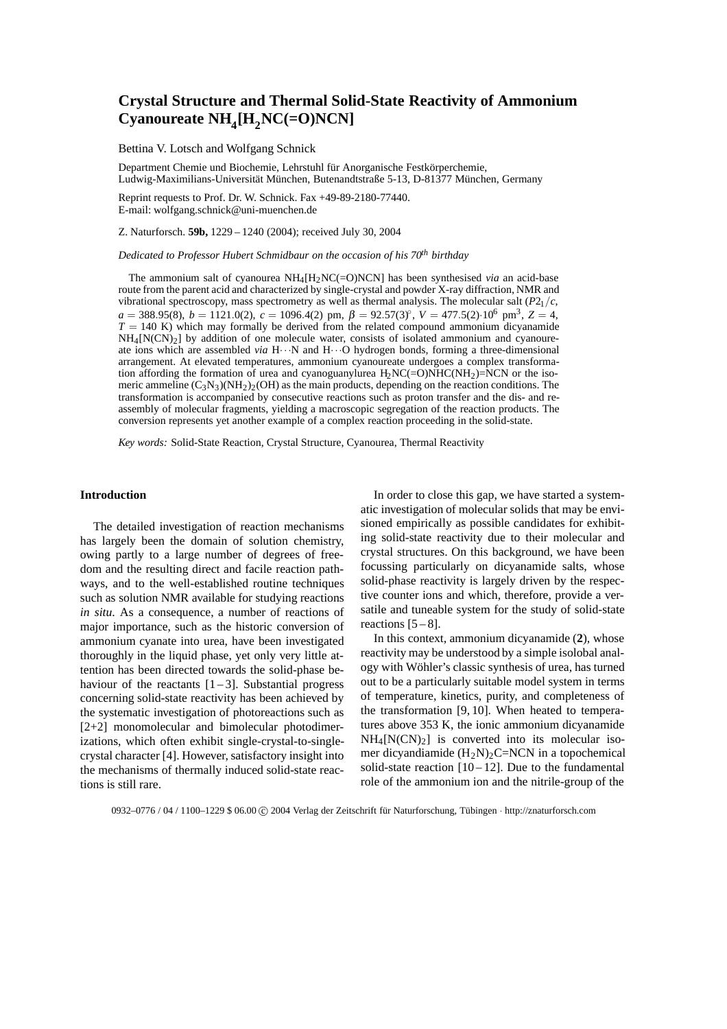# Crystal Structure and Thermal Solid-State Reactivity of Ammonium Cyanoureate $NH_4[H_2NC(=O)NCN]$

Bettina V. Lotsch and Wolfgang Schnick

Department Chemie und Biochemie, Lehrstuhl für Anorganische Festkörperchemie, Ludwig-Maximilians-Universität München, Butenandtstraße 5-13, D-81377 München, Germany

Reprint requests to Prof. Dr. W. Schnick. Fax +49-89-2180-77440.
E-mail: wolfgang.schnick@uni-muenchen.de

Z. Naturforsch. **59b,** 1229 – 1240 (2004); received July 30, 2004

*Dedicated to Professor Hubert Schmidbaur on the occasion of his 70th birthday*

The ammonium salt of cyanourea $NH_4[H_2NC(=O)NCN]$ has been synthesised *via* an acid-base route from the parent acid and characterized by single-crystal and powder X-ray diffraction, NMR and vibrational spectroscopy, mass spectrometry as well as thermal analysis. The molecular salt ($P2_1/c$, $a$ = 388.95(8), $b$ = 1121.0(2), $c$ = 1096.4(2) pm, $\beta$ = 92.57(3)°, $V$ = 477.5(2)·$10^6$ pm$^3$, $Z$ = 4, $T$ = 140 K) which may formally be derived from the related compound ammonium dicyanamide $NH_4[N(CN)_2]$ by addition of one molecule water, consists of isolated ammonium and cyanoureate ions which are assembled *via* H···N and H···O hydrogen bonds, forming a three-dimensional arrangement. At elevated temperatures, ammonium cyanoureate undergoes a complex transformation affording the formation of urea and cyanoguanylurea $H_2NC(=O)NHC(NH_2)=NCN$ or the isomeric ammeline $(C_3N_3)(NH_2)_2(OH)$ as the main products, depending on the reaction conditions. The transformation is accompanied by consecutive reactions such as proton transfer and the dis- and reassembly of molecular fragments, yielding a macroscopic segregation of the reaction products. The conversion represents yet another example of a complex reaction proceeding in the solid-state.

*Key words:* Solid-State Reaction, Crystal Structure, Cyanourea, Thermal Reactivity

## Introduction

The detailed investigation of reaction mechanisms has largely been the domain of solution chemistry, owing partly to a large number of degrees of freedom and the resulting direct and facile reaction pathways, and to the well-established routine techniques such as solution NMR available for studying reactions *in situ*. As a consequence, a number of reactions of major importance, such as the historic conversion of ammonium cyanate into urea, have been investigated thoroughly in the liquid phase, yet only very little attention has been directed towards the solid-phase behaviour of the reactants [1 – 3]. Substantial progress concerning solid-state reactivity has been achieved by the systematic investigation of photoreactions such as [2+2] monomolecular and bimolecular photodimerizations, which often exhibit single-crystal-to-single-crystal character [4]. However, satisfactory insight into the mechanisms of thermally induced solid-state reactions is still rare.

In order to close this gap, we have started a systematic investigation of molecular solids that may be envisioned empirically as possible candidates for exhibiting solid-state reactivity due to their molecular and crystal structures. On this background, we have been focussing particularly on dicyanamide salts, whose solid-phase reactivity is largely driven by the respective counter ions and which, therefore, provide a versatile and tuneable system for the study of solid-state reactions [5 – 8].

In this context, ammonium dicyanamide (**2**), whose reactivity may be understood by a simple isolobal analogy with Wöhler's classic synthesis of urea, has turned out to be a particularly suitable model system in terms of temperature, kinetics, purity, and completeness of the transformation [9, 10]. When heated to temperatures above 353 K, the ionic ammonium dicyanamide $NH_4[N(CN)_2]$ is converted into its molecular isomer dicyandiamide $(H_2N)_2C$=NCN in a topochemical solid-state reaction [10 – 12]. Due to the fundamental role of the ammonium ion and the nitrile-group of the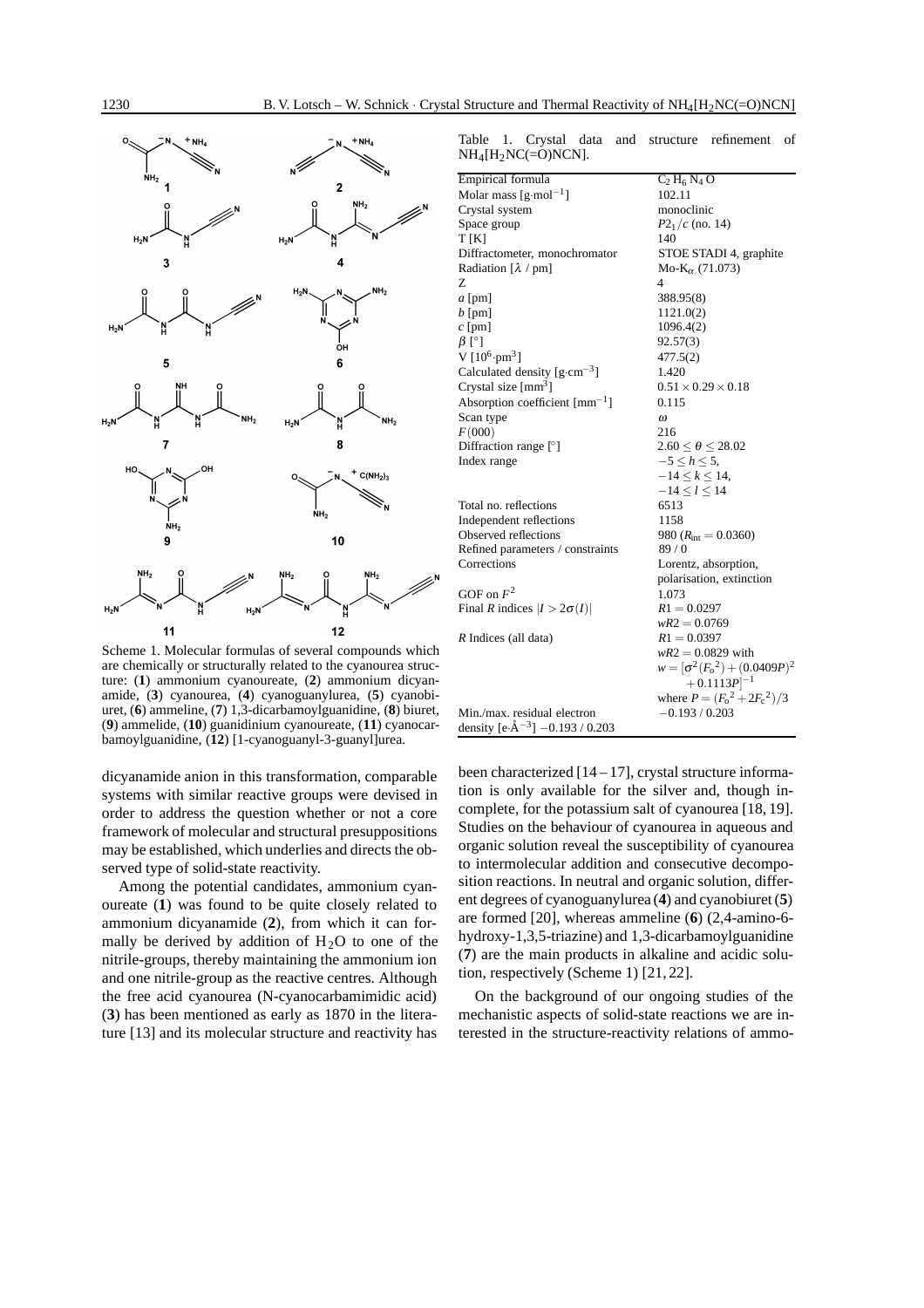Scheme 1. Molecular formulas of several compounds which are chemically or structurally related to the cyanourea structure: (**1**) ammonium cyanoureate, (**2**) ammonium dicyanamide, (**3**) cyanourea, (**4**) cyanoguanylurea, (**5**) cyanobiuret, (**6**) ammeline, (**7**) 1,3-dicarbamoylguanidine, (**8**) biuret, (**9**) ammelide, (**10**) guanidinium cyanoureate, (**11**) cyanocarbamoylguanidine, (**12**) [1-cyanoguanyl-3-guanyl]urea.

Table 1. Crystal data and structure refinement of $NH_4[H_2NC(=O)NCN]$.

| | |
|---|---|
| Empirical formula | $C_2H_6N_4O$ |
| Molar mass [g·mol$^{-1}$] | 102.11 |
| Crystal system | monoclinic |
| Space group | $P2_1/c$ (no. 14) |
| T [K] | 140 |
| Diffractometer, monochromator | STOE STADI 4, graphite |
| Radiation [$\lambda$ / pm] | Mo-K$_\alpha$ (71.073) |
| Z | 4 |
| *a* [pm] | 388.95(8) |
| *b* [pm] | 1121.0(2) |
| *c* [pm] | 1096.4(2) |
| $\beta$ [°] | 92.57(3) |
| V [$10^6$·pm$^3$] | 477.5(2) |
| Calculated density [g·cm$^{-3}$] | 1.420 |
| Crystal size [mm$^3$] | $0.51 \times 0.29 \times 0.18$ |
| Absorption coefficient [mm$^{-1}$] | 0.115 |
| Scan type | $\omega$ |
| $F(000)$ | 216 |
| Diffraction range [°] | $2.60 \le \theta \le 28.02$ |
| Index range | $-5 \le h \le 5$, $-14 \le k \le 14$, $-14 \le l \le 14$ |
| Total no. reflections | 6513 |
| Independent reflections | 1158 |
| Observed reflections | 980 ($R_{int} = 0.0360$) |
| Refined parameters / constraints | 89 / 0 |
| Corrections | Lorentz, absorption, polarisation, extinction |
| GOF on $F^2$ | 1.073 |
| Final *R* indices $\|I > 2\sigma(I)\|$ | $R1 = 0.0297$, $wR2 = 0.0769$ |
| *R* Indices (all data) | $R1 = 0.0397$, $wR2 = 0.0829$ with $w = [\sigma^2(F_o^2) + (0.0409P)^2 + 0.1113P]^{-1}$ where $P = (F_o^2 + 2F_c^2)/3$ |
| Min./max. residual electron density [e·Å$^{-3}$] | $-0.193$ / $0.203$ |

dicyanamide anion in this transformation, comparable systems with similar reactive groups were devised in order to address the question whether or not a core framework of molecular and structural presuppositions may be established, which underlies and directs the observed type of solid-state reactivity.

Among the potential candidates, ammonium cyanoureate (**1**) was found to be quite closely related to ammonium dicyanamide (**2**), from which it can formally be derived by addition of $H_2O$ to one of the nitrile-groups, thereby maintaining the ammonium ion and one nitrile-group as the reactive centres. Although the free acid cyanourea (N-cyanocarbamimidic acid) (**3**) has been mentioned as early as 1870 in the literature [13] and its molecular structure and reactivity has been characterized [14–17], crystal structure information is only available for the silver and, though incomplete, for the potassium salt of cyanourea [18, 19]. Studies on the behaviour of cyanourea in aqueous and organic solution reveal the susceptibility of cyanourea to intermolecular addition and consecutive decomposition reactions. In neutral and organic solution, different degrees of cyanoguanylurea (**4**) and cyanobiuret (**5**) are formed [20], whereas ammeline (**6**) (2,4-amino-6-hydroxy-1,3,5-triazine) and 1,3-dicarbamoylguanidine (**7**) are the main products in alkaline and acidic solution, respectively (Scheme 1) [21, 22].

On the background of our ongoing studies of the mechanistic aspects of solid-state reactions we are interested in the structure-reactivity relations of ammo-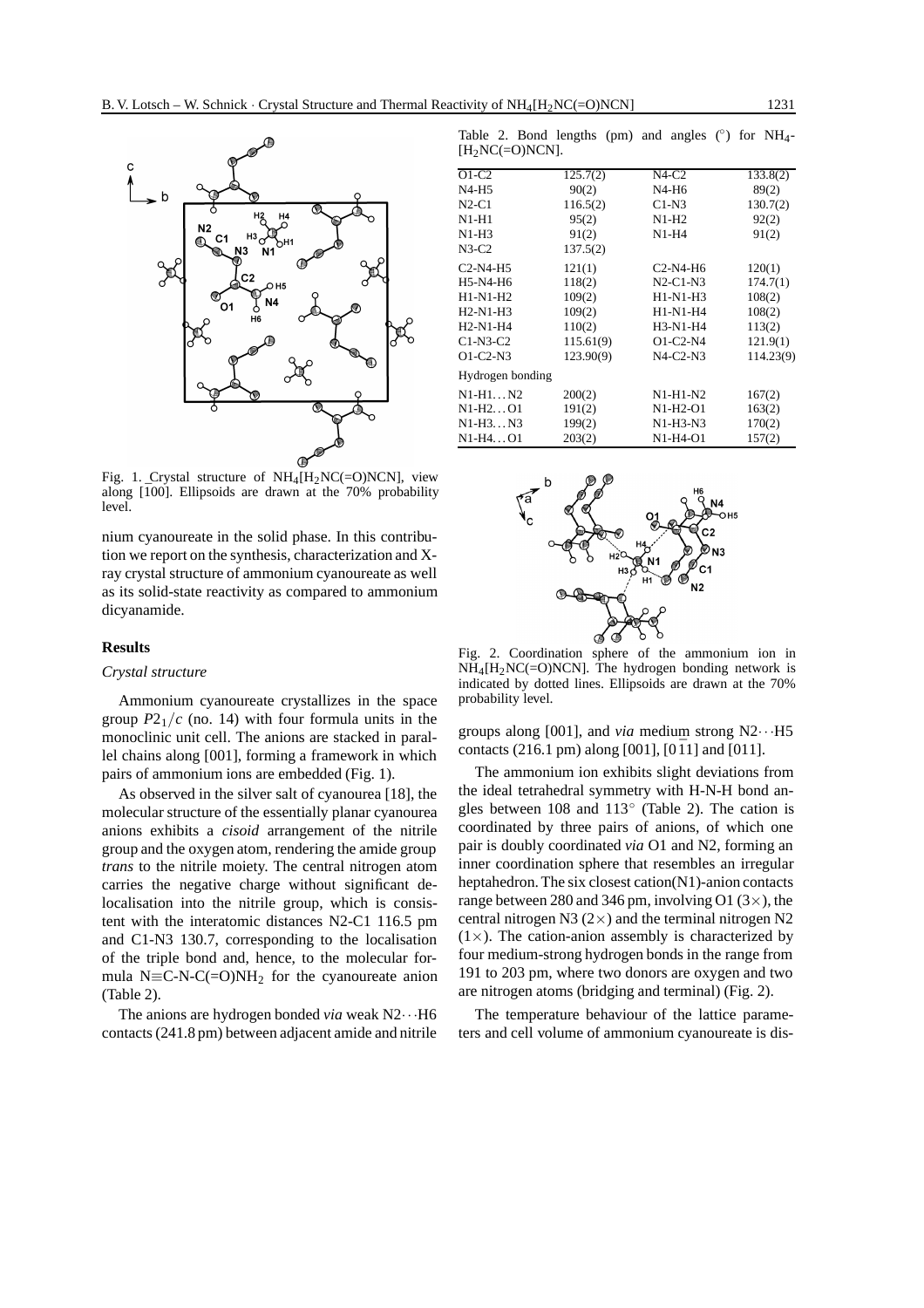Fig. 1. Crystal structure of $NH_4[H_2NC(=O)NCN]$, view along [100]. Ellipsoids are drawn at the 70% probability level.

nium cyanoureate in the solid phase. In this contribution we report on the synthesis, characterization and X-ray crystal structure of ammonium cyanoureate as well as its solid-state reactivity as compared to ammonium dicyanamide.

## Results

### *Crystal structure*

Ammonium cyanoureate crystallizes in the space group $P2_1/c$ (no. 14) with four formula units in the monoclinic unit cell. The anions are stacked in parallel chains along [001], forming a framework in which pairs of ammonium ions are embedded (Fig. 1).

As observed in the silver salt of cyanourea [18], the molecular structure of the essentially planar cyanourea anions exhibits a *cisoid* arrangement of the nitrile group and the oxygen atom, rendering the amide group *trans* to the nitrile moiety. The central nitrogen atom carries the negative charge without significant delocalisation into the nitrile group, which is consistent with the interatomic distances N2-C1 116.5 pm and C1-N3 130.7, corresponding to the localisation of the triple bond and, hence, to the molecular formula N≡C-N-C(=O)$NH_2$ for the cyanoureate anion (Table 2).

The anions are hydrogen bonded *via* weak N2···H6 contacts (241.8 pm) between adjacent amide and nitrile groups along [001], and *via* medium strong N2···H5 contacts (216.1 pm) along [001], [0$\bar{1}$1] and [011].

The ammonium ion exhibits slight deviations from the ideal tetrahedral symmetry with H-N-H bond angles between 108 and 113° (Table 2). The cation is coordinated by three pairs of anions, of which one pair is doubly coordinated *via* O1 and N2, forming an inner coordination sphere that resembles an irregular heptahedron. The six closest cation(N1)-anion contacts range between 280 and 346 pm, involving O1 (3×), the central nitrogen N3 (2×) and the terminal nitrogen N2 (1×). The cation-anion assembly is characterized by four medium-strong hydrogen bonds in the range from 191 to 203 pm, where two donors are oxygen and two are nitrogen atoms (bridging and terminal) (Fig. 2).

The temperature behaviour of the lattice parameters and cell volume of ammonium cyanoureate is dis-

Table 2. Bond lengths (pm) and angles (°) for $NH_4[H_2NC(=O)NCN]$.

| | | | |
|---|---|---|---|
| O1-C2 | 125.7(2) | N4-C2 | 133.8(2) |
| N4-H5 | 90(2) | N4-H6 | 89(2) |
| N2-C1 | 116.5(2) | C1-N3 | 130.7(2) |
| N1-H1 | 95(2) | N1-H2 | 92(2) |
| N1-H3 | 91(2) | N1-H4 | 91(2) |
| N3-C2 | 137.5(2) | | |
| C2-N4-H5 | 121(1) | C2-N4-H6 | 120(1) |
| H5-N4-H6 | 118(2) | N2-C1-N3 | 174.7(1) |
| H1-N1-H2 | 109(2) | H1-N1-H3 | 108(2) |
| H2-N1-H3 | 109(2) | H1-N1-H4 | 108(2) |
| H2-N1-H4 | 110(2) | H3-N1-H4 | 113(2) |
| C1-N3-C2 | 115.61(9) | O1-C2-N4 | 121.9(1) |
| O1-C2-N3 | 123.90(9) | N4-C2-N3 | 114.23(9) |
| Hydrogen bonding | | | |
| N1-H1...N2 | 200(2) | N1-H1-N2 | 167(2) |
| N1-H2...O1 | 191(2) | N1-H2-O1 | 163(2) |
| N1-H3...N3 | 199(2) | N1-H3-N3 | 170(2) |
| N1-H4...O1 | 203(2) | N1-H4-O1 | 157(2) |

Fig. 2. Coordination sphere of the ammonium ion in $NH_4[H_2NC(=O)NCN]$. The hydrogen bonding network is indicated by dotted lines. Ellipsoids are drawn at the 70% probability level.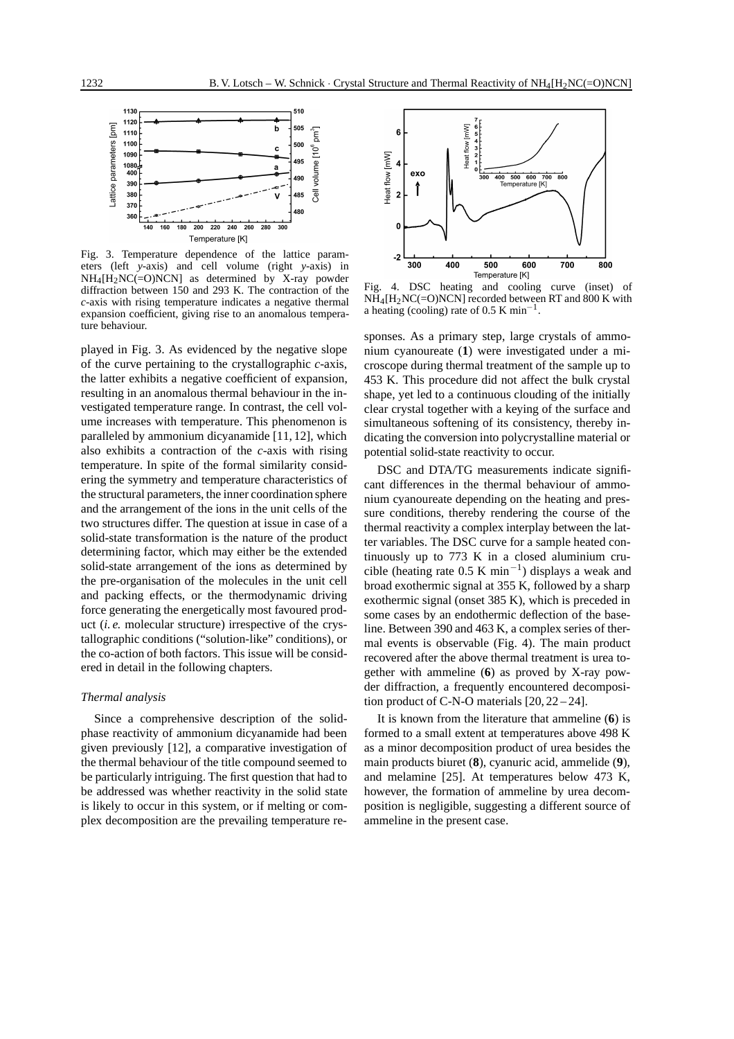Fig. 3. Temperature dependence of the lattice parameters (left *y*-axis) and cell volume (right *y*-axis) in $NH_4[H_2NC(=O)NCN]$ as determined by X-ray powder diffraction between 150 and 293 K. The contraction of the *c*-axis with rising temperature indicates a negative thermal expansion coefficient, giving rise to an anomalous temperature behaviour.

played in Fig. 3. As evidenced by the negative slope of the curve pertaining to the crystallographic *c*-axis, the latter exhibits a negative coefficient of expansion, resulting in an anomalous thermal behaviour in the investigated temperature range. In contrast, the cell volume increases with temperature. This phenomenon is paralleled by ammonium dicyanamide [11, 12], which also exhibits a contraction of the *c*-axis with rising temperature. In spite of the formal similarity considering the symmetry and temperature characteristics of the structural parameters, the inner coordination sphere and the arrangement of the ions in the unit cells of the two structures differ. The question at issue in case of a solid-state transformation is the nature of the product determining factor, which may either be the extended solid-state arrangement of the ions as determined by the pre-organisation of the molecules in the unit cell and packing effects, or the thermodynamic driving force generating the energetically most favoured product (*i. e.* molecular structure) irrespective of the crystallographic conditions ("solution-like" conditions), or the co-action of both factors. This issue will be considered in detail in the following chapters.

### *Thermal analysis*

Since a comprehensive description of the solid-phase reactivity of ammonium dicyanamide had been given previously [12], a comparative investigation of the thermal behaviour of the title compound seemed to be particularly intriguing. The first question that had to be addressed was whether reactivity in the solid state is likely to occur in this system, or if melting or complex decomposition are the prevailing temperature responses. As a primary step, large crystals of ammonium cyanoureate (**1**) were investigated under a microscope during thermal treatment of the sample up to 453 K. This procedure did not affect the bulk crystal shape, yet led to a continuous clouding of the initially clear crystal together with a keying of the surface and simultaneous softening of its consistency, thereby indicating the conversion into polycrystalline material or potential solid-state reactivity to occur.

Fig. 4. DSC heating and cooling curve (inset) of $NH_4[H_2NC(=O)NCN]$ recorded between RT and 800 K with a heating (cooling) rate of 0.5 K $min^{-1}$.

DSC and DTA/TG measurements indicate significant differences in the thermal behaviour of ammonium cyanoureate depending on the heating and pressure conditions, thereby rendering the course of the thermal reactivity a complex interplay between the latter variables. The DSC curve for a sample heated continuously up to 773 K in a closed aluminium crucible (heating rate 0.5 K $min^{-1}$) displays a weak and broad exothermic signal at 355 K, followed by a sharp exothermic signal (onset 385 K), which is preceded in some cases by an endothermic deflection of the baseline. Between 390 and 463 K, a complex series of thermal events is observable (Fig. 4). The main product recovered after the above thermal treatment is urea together with ammeline (**6**) as proved by X-ray powder diffraction, a frequently encountered decomposition product of C-N-O materials [20, 22 – 24].

It is known from the literature that ammeline (**6**) is formed to a small extent at temperatures above 498 K as a minor decomposition product of urea besides the main products biuret (**8**), cyanuric acid, ammelide (**9**), and melamine [25]. At temperatures below 473 K, however, the formation of ammeline by urea decomposition is negligible, suggesting a different source of ammeline in the present case.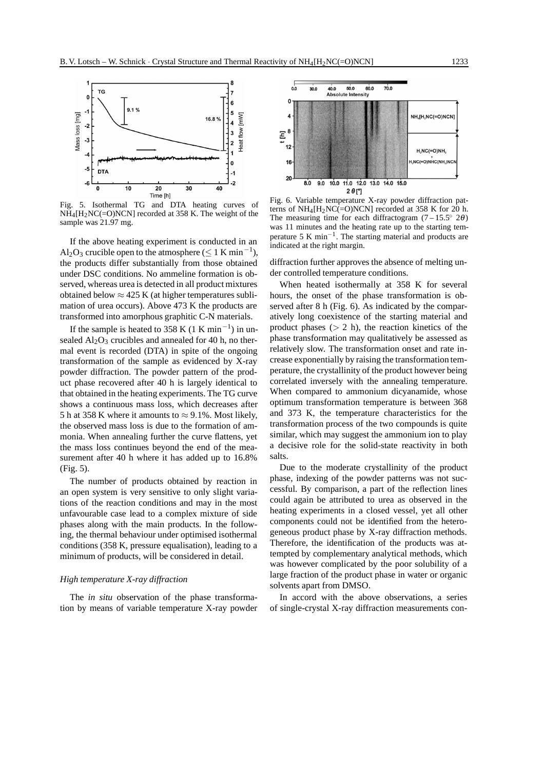Fig. 5. Isothermal TG and DTA heating curves of $NH_4[H_2NC(=O)NCN]$ recorded at 358 K. The weight of the sample was 21.97 mg.

Fig. 6. Variable temperature X-ray powder diffraction patterns of $NH_4[H_2NC(=O)NCN]$ recorded at 358 K for 20 h. The measuring time for each diffractogram ($7-15.5°$ $2\theta$) was 11 minutes and the heating rate up to the starting temperature 5 K $min^{-1}$. The starting material and products are indicated at the right margin.

If the above heating experiment is conducted in an $Al_2O_3$ crucible open to the atmosphere ($\leq 1$ K $min^{-1}$), the products differ substantially from those obtained under DSC conditions. No ammeline formation is observed, whereas urea is detected in all product mixtures obtained below $\approx 425$ K (at higher temperatures sublimation of urea occurs). Above 473 K the products are transformed into amorphous graphitic C-N materials.

If the sample is heated to 358 K (1 K $min^{-1}$) in unsealed $Al_2O_3$ crucibles and annealed for 40 h, no thermal event is recorded (DTA) in spite of the ongoing transformation of the sample as evidenced by X-ray powder diffraction. The powder pattern of the product phase recovered after 40 h is largely identical to that obtained in the heating experiments. The TG curve shows a continuous mass loss, which decreases after 5 h at 358 K where it amounts to $\approx 9.1$%. Most likely, the observed mass loss is due to the formation of ammonia. When annealing further the curve flattens, yet the mass loss continues beyond the end of the measurement after 40 h where it has added up to 16.8% (Fig. 5).

The number of products obtained by reaction in an open system is very sensitive to only slight variations of the reaction conditions and may in the most unfavourable case lead to a complex mixture of side phases along with the main products. In the following, the thermal behaviour under optimised isothermal conditions (358 K, pressure equalisation), leading to a minimum of products, will be considered in detail.

### *High temperature X-ray diffraction*

The *in situ* observation of the phase transformation by means of variable temperature X-ray powder diffraction further approves the absence of melting under controlled temperature conditions.

When heated isothermally at 358 K for several hours, the onset of the phase transformation is observed after 8 h (Fig. 6). As indicated by the comparatively long coexistence of the starting material and product phases ($> 2$ h), the reaction kinetics of the phase transformation may qualitatively be assessed as relatively slow. The transformation onset and rate increase exponentially by raising the transformation temperature, the crystallinity of the product however being correlated inversely with the annealing temperature. When compared to ammonium dicyanamide, whose optimum transformation temperature is between 368 and 373 K, the temperature characteristics for the transformation process of the two compounds is quite similar, which may suggest the ammonium ion to play a decisive role for the solid-state reactivity in both salts.

Due to the moderate crystallinity of the product phase, indexing of the powder patterns was not successful. By comparison, a part of the reflection lines could again be attributed to urea as observed in the heating experiments in a closed vessel, yet all other components could not be identified from the heterogeneous product phase by X-ray diffraction methods. Therefore, the identification of the products was attempted by complementary analytical methods, which was however complicated by the poor solubility of a large fraction of the product phase in water or organic solvents apart from DMSO.

In accord with the above observations, a series of single-crystal X-ray diffraction measurements con-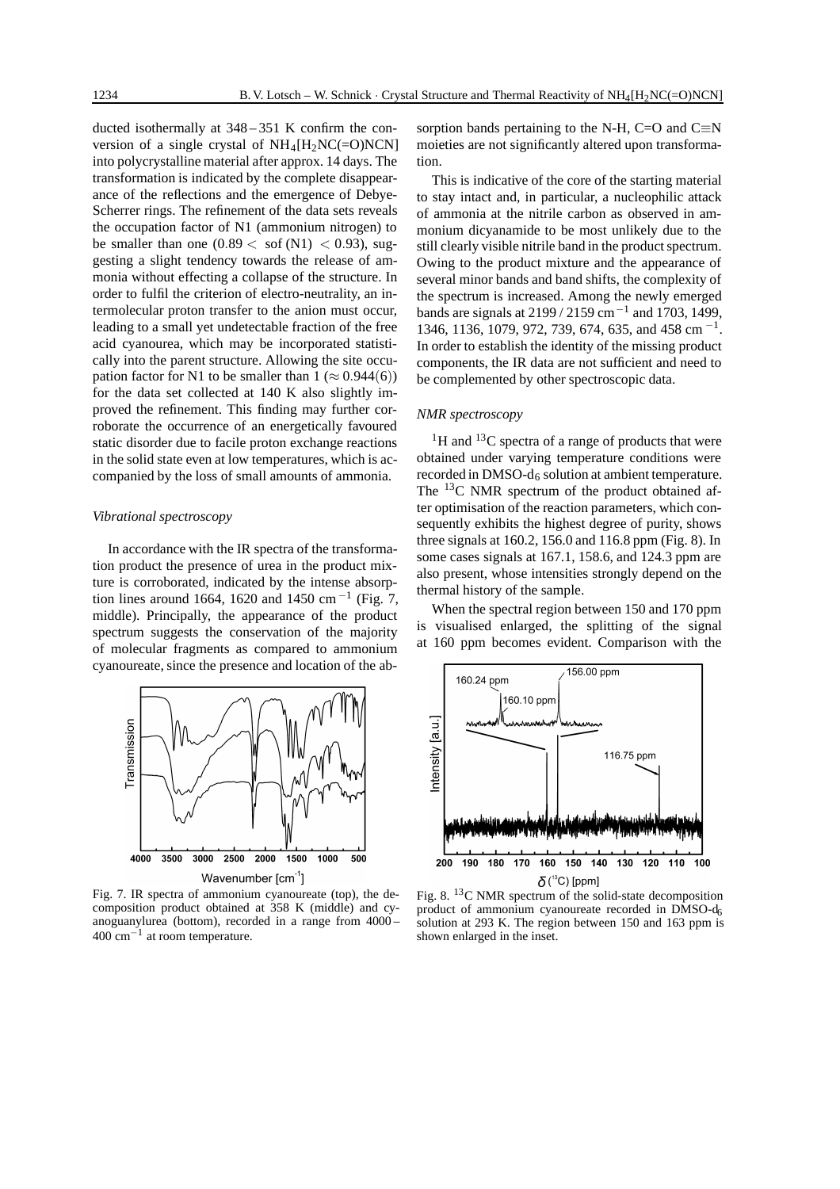ducted isothermally at 348 – 351 K confirm the conversion of a single crystal of $NH_4[H_2NC(=O)NCN]$ into polycrystalline material after approx. 14 days. The transformation is indicated by the complete disappearance of the reflections and the emergence of Debye-Scherrer rings. The refinement of the data sets reveals the occupation factor of N1 (ammonium nitrogen) to be smaller than one ($0.89 <$ sof (N1) $< 0.93$), suggesting a slight tendency towards the release of ammonia without effecting a collapse of the structure. In order to fulfil the criterion of electro-neutrality, an intermolecular proton transfer to the anion must occur, leading to a small yet undetectable fraction of the free acid cyanourea, which may be incorporated statistically into the parent structure. Allowing the site occupation factor for N1 to be smaller than 1 ($\approx 0.944(6)$) for the data set collected at 140 K also slightly improved the refinement. This finding may further corroborate the occurrence of an energetically favoured static disorder due to facile proton exchange reactions in the solid state even at low temperatures, which is accompanied by the loss of small amounts of ammonia.

### *Vibrational spectroscopy*

In accordance with the IR spectra of the transformation product the presence of urea in the product mixture is corroborated, indicated by the intense absorption lines around 1664, 1620 and 1450 $cm^{-1}$ (Fig. 7, middle). Principally, the appearance of the product spectrum suggests the conservation of the majority of molecular fragments as compared to ammonium cyanoureate, since the presence and location of the absorption bands pertaining to the N-H, C=O and C≡N moieties are not significantly altered upon transformation.

This is indicative of the core of the starting material to stay intact and, in particular, a nucleophilic attack of ammonia at the nitrile carbon as observed in ammonium dicyanamide to be most unlikely due to the still clearly visible nitrile band in the product spectrum. Owing to the product mixture and the appearance of several minor bands and band shifts, the complexity of the spectrum is increased. Among the newly emerged bands are signals at 2199 / 2159 $cm^{-1}$ and 1703, 1499, 1346, 1136, 1079, 972, 739, 674, 635, and 458 $cm^{-1}$. In order to establish the identity of the missing product components, the IR data are not sufficient and need to be complemented by other spectroscopic data.

### *NMR spectroscopy*

$^1H$ and $^{13}C$ spectra of a range of products that were obtained under varying temperature conditions were recorded in DMSO-$d_6$ solution at ambient temperature. The $^{13}C$ NMR spectrum of the product obtained after optimisation of the reaction parameters, which consequently exhibits the highest degree of purity, shows three signals at 160.2, 156.0 and 116.8 ppm (Fig. 8). In some cases signals at 167.1, 158.6, and 124.3 ppm are also present, whose intensities strongly depend on the thermal history of the sample.

When the spectral region between 150 and 170 ppm is visualised enlarged, the splitting of the signal at 160 ppm becomes evident. Comparison with the

Fig. 7. IR spectra of ammonium cyanoureate (top), the decomposition product obtained at 358 K (middle) and cyanoguanylurea (bottom), recorded in a range from 4000 – 400 $cm^{-1}$ at room temperature.

Fig. 8. $^{13}C$ NMR spectrum of the solid-state decomposition product of ammonium cyanoureate recorded in DMSO-$d_6$ solution at 293 K. The region between 150 and 163 ppm is shown enlarged in the inset.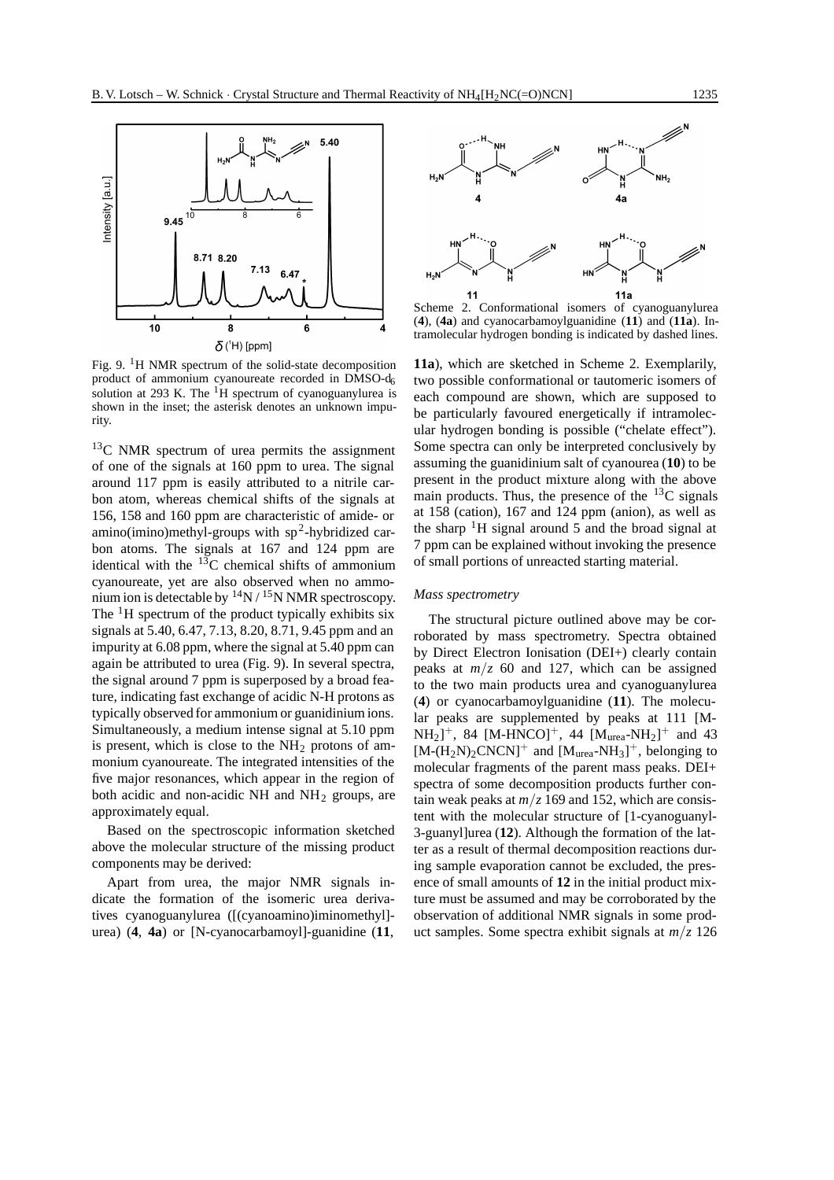Fig. 9. $^{1}$H NMR spectrum of the solid-state decomposition product of ammonium cyanoureate recorded in DMSO-d$_6$ solution at 293 K. The $^{1}$H spectrum of cyanoguanylurea is shown in the inset; the asterisk denotes an unknown impurity.

$^{13}$C NMR spectrum of urea permits the assignment of one of the signals at 160 ppm to urea. The signal around 117 ppm is easily attributed to a nitrile carbon atom, whereas chemical shifts of the signals at 156, 158 and 160 ppm are characteristic of amide- or amino(imino)methyl-groups with sp$^2$-hybridized carbon atoms. The signals at 167 and 124 ppm are identical with the $^{13}$C chemical shifts of ammonium cyanoureate, yet are also observed when no ammonium ion is detectable by $^{14}$N / $^{15}$N NMR spectroscopy. The $^{1}$H spectrum of the product typically exhibits six signals at 5.40, 6.47, 7.13, 8.20, 8.71, 9.45 ppm and an impurity at 6.08 ppm, where the signal at 5.40 ppm can again be attributed to urea (Fig. 9). In several spectra, the signal around 7 ppm is superposed by a broad feature, indicating fast exchange of acidic N-H protons as typically observed for ammonium or guanidinium ions. Simultaneously, a medium intense signal at 5.10 ppm is present, which is close to the $NH_2$ protons of ammonium cyanoureate. The integrated intensities of the five major resonances, which appear in the region of both acidic and non-acidic NH and $NH_2$ groups, are approximately equal.

Based on the spectroscopic information sketched above the molecular structure of the missing product components may be derived:

Apart from urea, the major NMR signals indicate the formation of the isomeric urea derivatives cyanoguanylurea ([(cyanoamino)iminomethyl]-urea) (**4**, **4a**) or [N-cyanocarbamoyl]-guanidine (**11**, **11a**), which are sketched in Scheme 2. Exemplarily, two possible conformational or tautomeric isomers of each compound are shown, which are supposed to be particularly favoured energetically if intramolecular hydrogen bonding is possible ("chelate effect"). Some spectra can only be interpreted conclusively by assuming the guanidinium salt of cyanourea (**10**) to be present in the product mixture along with the above main products. Thus, the presence of the $^{13}$C signals at 158 (cation), 167 and 124 ppm (anion), as well as the sharp $^{1}$H signal around 5 and the broad signal at 7 ppm can be explained without invoking the presence of small portions of unreacted starting material.

Scheme 2. Conformational isomers of cyanoguanylurea (**4**), (**4a**) and cyanocarbamoylguanidine (**11**) and (**11a**). Intramolecular hydrogen bonding is indicated by dashed lines.

### *Mass spectrometry*

The structural picture outlined above may be corroborated by mass spectrometry. Spectra obtained by Direct Electron Ionisation (DEI+) clearly contain peaks at $m/z$ 60 and 127, which can be assigned to the two main products urea and cyanoguanylurea (**4**) or cyanocarbamoylguanidine (**11**). The molecular peaks are supplemented by peaks at 111 $[\text{M-NH}_2]^+$, 84 $[\text{M-HNCO}]^+$, 44 $[\text{M}_{\text{urea}}\text{-NH}_2]^+$ and 43 $[\text{M-(H}_2\text{N)}_2\text{CNCN}]^+$ and $[\text{M}_{\text{urea}}\text{-NH}_3]^+$, belonging to molecular fragments of the parent mass peaks. DEI+ spectra of some decomposition products further contain weak peaks at $m/z$ 169 and 152, which are consistent with the molecular structure of [1-cyanoguanyl-3-guanyl]urea (**12**). Although the formation of the latter as a result of thermal decomposition reactions during sample evaporation cannot be excluded, the presence of small amounts of **12** in the initial product mixture must be assumed and may be corroborated by the observation of additional NMR signals in some product samples. Some spectra exhibit signals at $m/z$ 126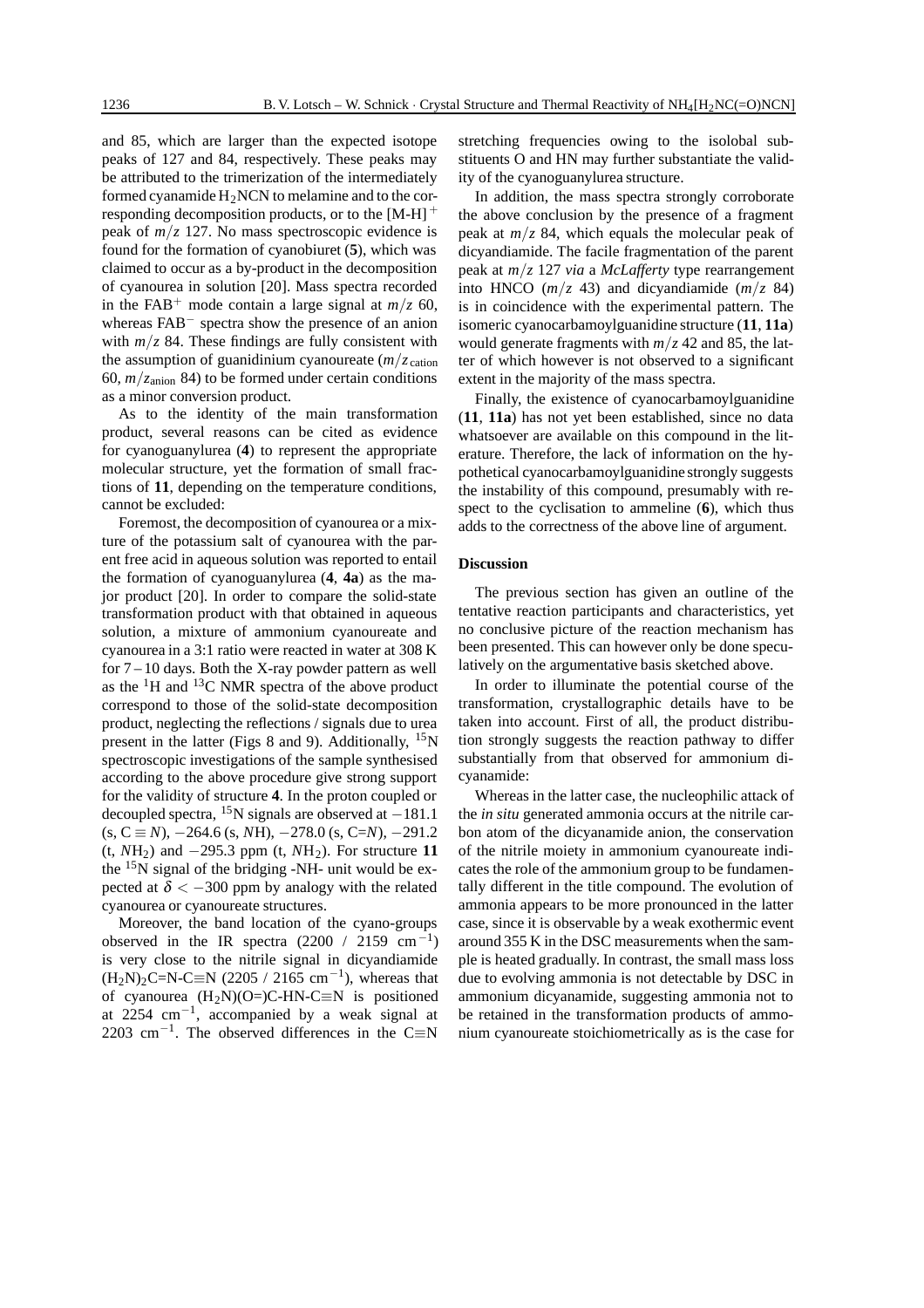and 85, which are larger than the expected isotope peaks of 127 and 84, respectively. These peaks may be attributed to the trimerization of the intermediately formed cyanamide $H_2NCN$ to melamine and to the corresponding decomposition products, or to the $[M\text{-}H]^+$ peak of $m/z$ 127. No mass spectroscopic evidence is found for the formation of cyanobiuret (**5**), which was claimed to occur as a by-product in the decomposition of cyanourea in solution [20]. Mass spectra recorded in the $FAB^+$ mode contain a large signal at $m/z$ 60, whereas $FAB^-$ spectra show the presence of an anion with $m/z$ 84. These findings are fully consistent with the assumption of guanidinium cyanoureate ($m/z_{\text{cation}}$ 60, $m/z_{\text{anion}}$ 84) to be formed under certain conditions as a minor conversion product.

As to the identity of the main transformation product, several reasons can be cited as evidence for cyanoguanylurea (**4**) to represent the appropriate molecular structure, yet the formation of small fractions of **11**, depending on the temperature conditions, cannot be excluded:

Foremost, the decomposition of cyanourea or a mixture of the potassium salt of cyanourea with the parent free acid in aqueous solution was reported to entail the formation of cyanoguanylurea (**4**, **4a**) as the major product [20]. In order to compare the solid-state transformation product with that obtained in aqueous solution, a mixture of ammonium cyanoureate and cyanourea in a 3:1 ratio were reacted in water at 308 K for 7 – 10 days. Both the X-ray powder pattern as well as the $^1$H and $^{13}$C NMR spectra of the above product correspond to those of the solid-state decomposition product, neglecting the reflections / signals due to urea present in the latter (Figs 8 and 9). Additionally, $^{15}$N spectroscopic investigations of the sample synthesised according to the above procedure give strong support for the validity of structure **4**. In the proton coupled or decoupled spectra, $^{15}$N signals are observed at −181.1 (s, C ≡ *N*), −264.6 (s, *N*H), −278.0 (s, C=*N*), −291.2 (t, $NH_2$) and −295.3 ppm (t, $NH_2$). For structure **11** the $^{15}$N signal of the bridging -NH- unit would be expected at $\delta < -300$ ppm by analogy with the related cyanourea or cyanoureate structures.

Moreover, the band location of the cyano-groups observed in the IR spectra (2200 / 2159 $\text{cm}^{-1}$) is very close to the nitrile signal in dicyandiamide ($(H_2N)_2C\text{=}N\text{-}C{\equiv}N$ (2205 / 2165 $\text{cm}^{-1}$), whereas that of cyanourea ($(H_2N)(O\text{=})C\text{-}HN\text{-}C{\equiv}N$ is positioned at 2254 $\text{cm}^{-1}$, accompanied by a weak signal at 2203 $\text{cm}^{-1}$. The observed differences in the C≡N stretching frequencies owing to the isolobal substituents O and HN may further substantiate the validity of the cyanoguanylurea structure.

In addition, the mass spectra strongly corroborate the above conclusion by the presence of a fragment peak at $m/z$ 84, which equals the molecular peak of dicyandiamide. The facile fragmentation of the parent peak at $m/z$ 127 *via* a *McLafferty* type rearrangement into HNCO ($m/z$ 43) and dicyandiamide ($m/z$ 84) is in coincidence with the experimental pattern. The isomeric cyanocarbamoylguanidine structure (**11**, **11a**) would generate fragments with $m/z$ 42 and 85, the latter of which however is not observed to a significant extent in the majority of the mass spectra.

Finally, the existence of cyanocarbamoylguanidine (**11**, **11a**) has not yet been established, since no data whatsoever are available on this compound in the literature. Therefore, the lack of information on the hypothetical cyanocarbamoylguanidine strongly suggests the instability of this compound, presumably with respect to the cyclisation to ammeline (**6**), which thus adds to the correctness of the above line of argument.

## Discussion

The previous section has given an outline of the tentative reaction participants and characteristics, yet no conclusive picture of the reaction mechanism has been presented. This can however only be done speculatively on the argumentative basis sketched above.

In order to illuminate the potential course of the transformation, crystallographic details have to be taken into account. First of all, the product distribution strongly suggests the reaction pathway to differ substantially from that observed for ammonium dicyanamide:

Whereas in the latter case, the nucleophilic attack of the *in situ* generated ammonia occurs at the nitrile carbon atom of the dicyanamide anion, the conservation of the nitrile moiety in ammonium cyanoureate indicates the role of the ammonium group to be fundamentally different in the title compound. The evolution of ammonia appears to be more pronounced in the latter case, since it is observable by a weak exothermic event around 355 K in the DSC measurements when the sample is heated gradually. In contrast, the small mass loss due to evolving ammonia is not detectable by DSC in ammonium dicyanamide, suggesting ammonia not to be retained in the transformation products of ammonium cyanoureate stoichiometrically as is the case for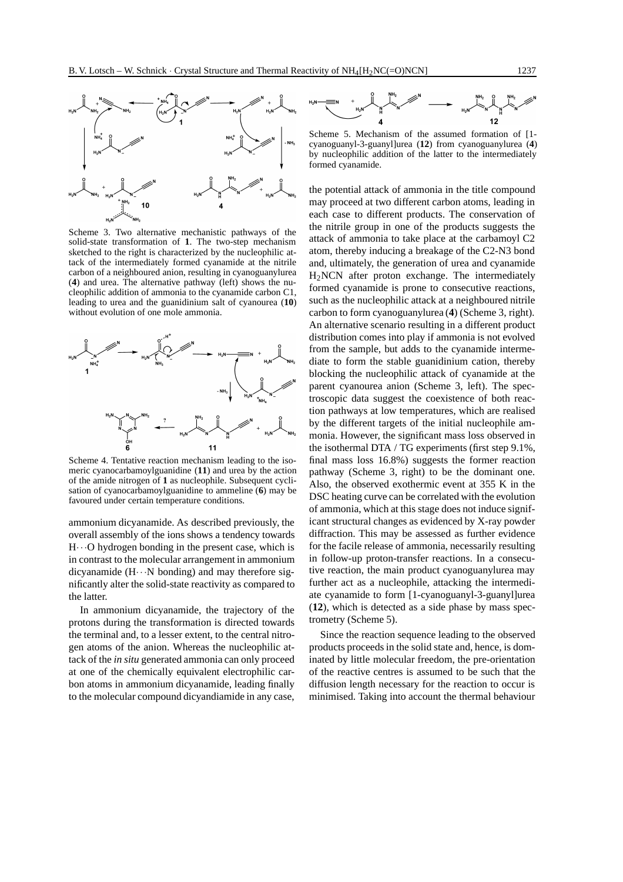Scheme 3. Two alternative mechanistic pathways of the solid-state transformation of **1**. The two-step mechanism sketched to the right is characterized by the nucleophilic attack of the intermediately formed cyanamide at the nitrile carbon of a neighboured anion, resulting in cyanoguanylurea (**4**) and urea. The alternative pathway (left) shows the nucleophilic addition of ammonia to the cyanamide carbon C1, leading to urea and the guanidinium salt of cyanourea (**10**) without evolution of one mole ammonia.

Scheme 4. Tentative reaction mechanism leading to the isomeric cyanocarbamoylguanidine (**11**) and urea by the action of the amide nitrogen of **1** as nucleophile. Subsequent cyclisation of cyanocarbamoylguanidine to ammeline (**6**) may be favoured under certain temperature conditions.

ammonium dicyanamide. As described previously, the overall assembly of the ions shows a tendency towards H···O hydrogen bonding in the present case, which is in contrast to the molecular arrangement in ammonium dicyanamide (H···N bonding) and may therefore significantly alter the solid-state reactivity as compared to the latter.

In ammonium dicyanamide, the trajectory of the protons during the transformation is directed towards the terminal and, to a lesser extent, to the central nitrogen atoms of the anion. Whereas the nucleophilic attack of the *in situ* generated ammonia can only proceed at one of the chemically equivalent electrophilic carbon atoms in ammonium dicyanamide, leading finally to the molecular compound dicyandiamide in any case,

Scheme 5. Mechanism of the assumed formation of [1-cyanoguanyl-3-guanyl]urea (**12**) from cyanoguanylurea (**4**) by nucleophilic addition of the latter to the intermediately formed cyanamide.

the potential attack of ammonia in the title compound may proceed at two different carbon atoms, leading in each case to different products. The conservation of the nitrile group in one of the products suggests the attack of ammonia to take place at the carbamoyl C2 atom, thereby inducing a breakage of the C2-N3 bond and, ultimately, the generation of urea and cyanamide $H_2NCN$ after proton exchange. The intermediately formed cyanamide is prone to consecutive reactions, such as the nucleophilic attack at a neighboured nitrile carbon to form cyanoguanylurea (**4**) (Scheme 3, right). An alternative scenario resulting in a different product distribution comes into play if ammonia is not evolved from the sample, but adds to the cyanamide intermediate to form the stable guanidinium cation, thereby blocking the nucleophilic attack of cyanamide at the parent cyanourea anion (Scheme 3, left). The spectroscopic data suggest the coexistence of both reaction pathways at low temperatures, which are realised by the different targets of the initial nucleophile ammonia. However, the significant mass loss observed in the isothermal DTA / TG experiments (first step 9.1%, final mass loss 16.8%) suggests the former reaction pathway (Scheme 3, right) to be the dominant one. Also, the observed exothermic event at 355 K in the DSC heating curve can be correlated with the evolution of ammonia, which at this stage does not induce significant structural changes as evidenced by X-ray powder diffraction. This may be assessed as further evidence for the facile release of ammonia, necessarily resulting in follow-up proton-transfer reactions. In a consecutive reaction, the main product cyanoguanylurea may further act as a nucleophile, attacking the intermediate cyanamide to form [1-cyanoguanyl-3-guanyl]urea (**12**), which is detected as a side phase by mass spectrometry (Scheme 5).

Since the reaction sequence leading to the observed products proceeds in the solid state and, hence, is dominated by little molecular freedom, the pre-orientation of the reactive centres is assumed to be such that the diffusion length necessary for the reaction to occur is minimised. Taking into account the thermal behaviour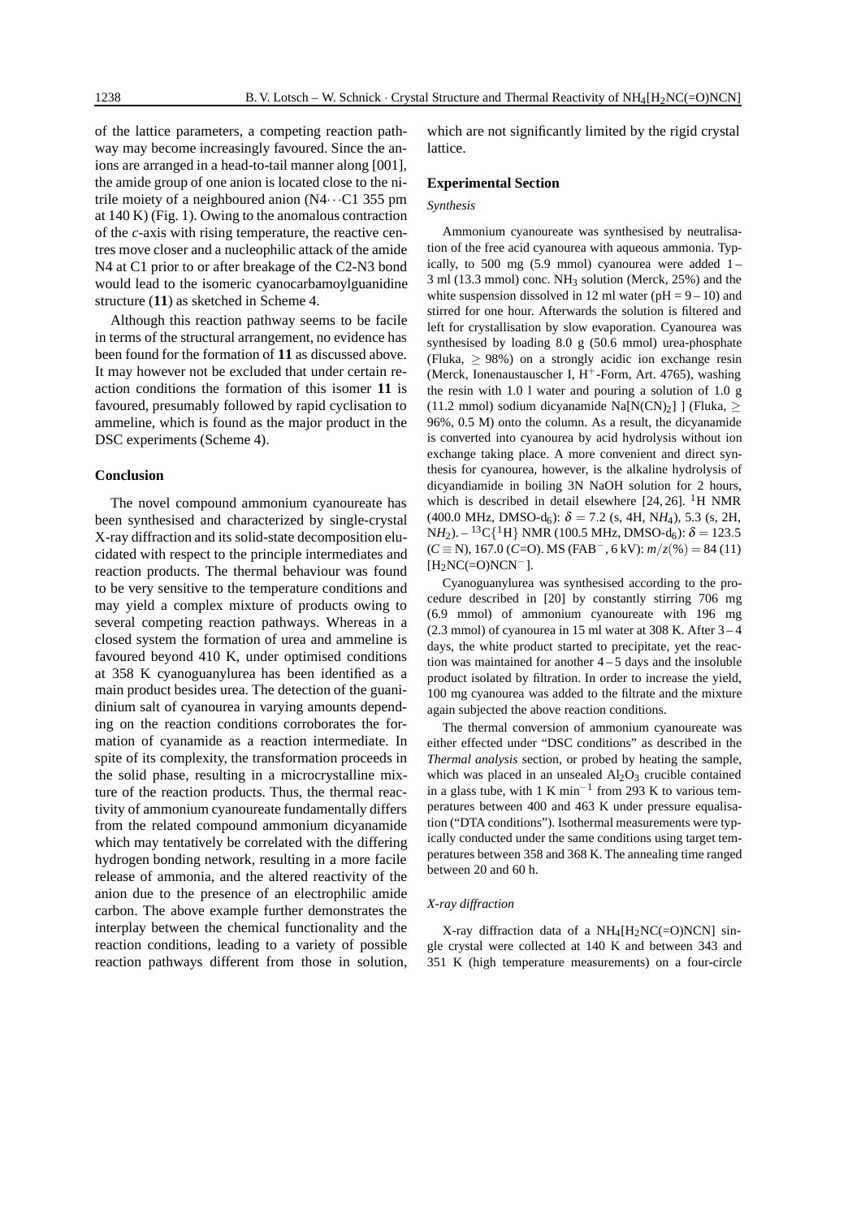of the lattice parameters, a competing reaction pathway may become increasingly favoured. Since the anions are arranged in a head-to-tail manner along [001], the amide group of one anion is located close to the nitrile moiety of a neighboured anion (N4···C1 355 pm at 140 K) (Fig. 1). Owing to the anomalous contraction of the *c*-axis with rising temperature, the reactive centres move closer and a nucleophilic attack of the amide N4 at C1 prior to or after breakage of the C2-N3 bond would lead to the isomeric cyanocarbamoylguanidine structure (**11**) as sketched in Scheme 4.

Although this reaction pathway seems to be facile in terms of the structural arrangement, no evidence has been found for the formation of **11** as discussed above. It may however not be excluded that under certain reaction conditions the formation of this isomer **11** is favoured, presumably followed by rapid cyclisation to ammeline, which is found as the major product in the DSC experiments (Scheme 4).

## Conclusion

The novel compound ammonium cyanoureate has been synthesised and characterized by single-crystal X-ray diffraction and its solid-state decomposition elucidated with respect to the principle intermediates and reaction products. The thermal behaviour was found to be very sensitive to the temperature conditions and may yield a complex mixture of products owing to several competing reaction pathways. Whereas in a closed system the formation of urea and ammeline is favoured beyond 410 K, under optimised conditions at 358 K cyanoguanylurea has been identified as a main product besides urea. The detection of the guanidinium salt of cyanourea in varying amounts depending on the reaction conditions corroborates the formation of cyanamide as a reaction intermediate. In spite of its complexity, the transformation proceeds in the solid phase, resulting in a microcrystalline mixture of the reaction products. Thus, the thermal reactivity of ammonium cyanoureate fundamentally differs from the related compound ammonium dicyanamide which may tentatively be correlated with the differing hydrogen bonding network, resulting in a more facile release of ammonia, and the altered reactivity of the anion due to the presence of an electrophilic amide carbon. The above example further demonstrates the interplay between the chemical functionality and the reaction conditions, leading to a variety of possible reaction pathways different from those in solution, which are not significantly limited by the rigid crystal lattice.

## Experimental Section

### *Synthesis*

Ammonium cyanoureate was synthesised by neutralisation of the free acid cyanourea with aqueous ammonia. Typically, to 500 mg (5.9 mmol) cyanourea were added 1 – 3 ml (13.3 mmol) conc. $NH_3$ solution (Merck, 25%) and the white suspension dissolved in 12 ml water (pH = 9 – 10) and stirred for one hour. Afterwards the solution is filtered and left for crystallisation by slow evaporation. Cyanourea was synthesised by loading 8.0 g (50.6 mmol) urea-phosphate (Fluka, $\geq$ 98%) on a strongly acidic ion exchange resin (Merck, Ionenaustauscher I, $H^+$-Form, Art. 4765), washing the resin with 1.0 l water and pouring a solution of 1.0 g (11.2 mmol) sodium dicyanamide $Na[N(CN)_2]$ ] (Fluka, $\geq$ 96%, 0.5 M) onto the column. As a result, the dicyanamide is converted into cyanourea by acid hydrolysis without ion exchange taking place. A more convenient and direct synthesis for cyanourea, however, is the alkaline hydrolysis of dicyandiamide in boiling 3N NaOH solution for 2 hours, which is described in detail elsewhere [24, 26]. $^1$H NMR (400.0 MHz, DMSO-d$_6$): $\delta = 7.2$ (s, 4H, N*H*$_4$), 5.3 (s, 2H, N*H*$_2$). – $^{13}$C{$^1$H} NMR (100.5 MHz, DMSO-d$_6$): $\delta = 123.5$ ($C\equiv$N), 167.0 (*C*=O). MS (FAB$^-$, 6 kV): $m/z(\%) = 84$ (11) [$H_2$NC(=O)NCN$^-$].

Cyanoguanylurea was synthesised according to the procedure described in [20] by constantly stirring 706 mg (6.9 mmol) of ammonium cyanoureate with 196 mg (2.3 mmol) of cyanourea in 15 ml water at 308 K. After 3 – 4 days, the white product started to precipitate, yet the reaction was maintained for another 4 – 5 days and the insoluble product isolated by filtration. In order to increase the yield, 100 mg cyanourea was added to the filtrate and the mixture again subjected the above reaction conditions.

The thermal conversion of ammonium cyanoureate was either effected under "DSC conditions" as described in the *Thermal analysis* section, or probed by heating the sample, which was placed in an unsealed $Al_2O_3$ crucible contained in a glass tube, with 1 K min$^{-1}$ from 293 K to various temperatures between 400 and 463 K under pressure equalisation ("DTA conditions"). Isothermal measurements were typically conducted under the same conditions using target temperatures between 358 and 368 K. The annealing time ranged between 20 and 60 h.

### *X-ray diffraction*

X-ray diffraction data of a $NH_4[H_2NC(=O)NCN]$ single crystal were collected at 140 K and between 343 and 351 K (high temperature measurements) on a four-circle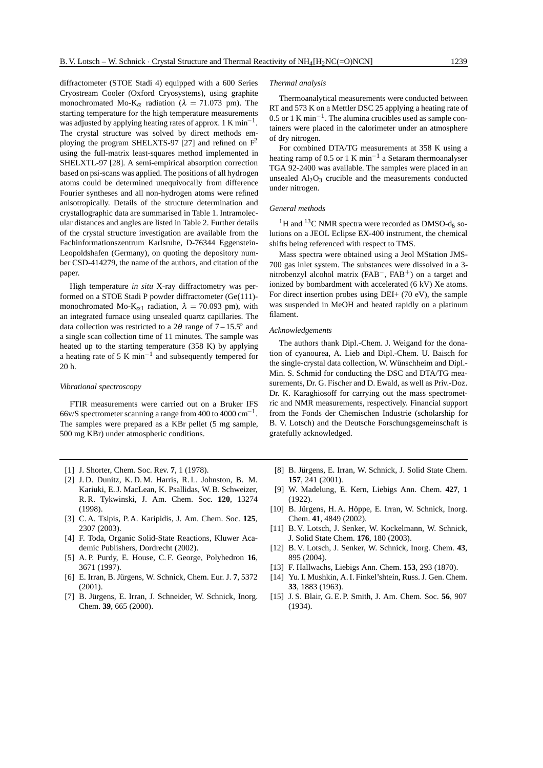diffractometer (STOE Stadi 4) equipped with a 600 Series Cryostream Cooler (Oxford Cryosystems), using graphite monochromated Mo-$K_\alpha$ radiation ($\lambda$ = 71.073 pm). The starting temperature for the high temperature measurements was adjusted by applying heating rates of approx. 1 K $min^{-1}$. The crystal structure was solved by direct methods employing the program SHELXTS-97 [27] and refined on $F^2$ using the full-matrix least-squares method implemented in SHELXTL-97 [28]. A semi-empirical absorption correction based on psi-scans was applied. The positions of all hydrogen atoms could be determined unequivocally from difference Fourier syntheses and all non-hydrogen atoms were refined anisotropically. Details of the structure determination and crystallographic data are summarised in Table 1. Intramolecular distances and angles are listed in Table 2. Further details of the crystal structure investigation are available from the Fachinformationszentrum Karlsruhe, D-76344 Eggenstein-Leopoldshafen (Germany), on quoting the depository number CSD-414279, the name of the authors, and citation of the paper.

High temperature *in situ* X-ray diffractometry was performed on a STOE Stadi P powder diffractometer (Ge(111)-monochromated Mo-$K_{\alpha 1}$ radiation, $\lambda$ = 70.093 pm), with an integrated furnace using unsealed quartz capillaries. The data collection was restricted to a $2\theta$ range of 7 – 15.5° and a single scan collection time of 11 minutes. The sample was heated up to the starting temperature (358 K) by applying a heating rate of 5 K $min^{-1}$ and subsequently tempered for 20 h.

### *Vibrational spectroscopy*

FTIR measurements were carried out on a Bruker IFS 66v/S spectrometer scanning a range from 400 to 4000 $cm^{-1}$. The samples were prepared as a KBr pellet (5 mg sample, 500 mg KBr) under atmospheric conditions.

### *Thermal analysis*

Thermoanalytical measurements were conducted between RT and 573 K on a Mettler DSC 25 applying a heating rate of 0.5 or 1 K $min^{-1}$. The alumina crucibles used as sample containers were placed in the calorimeter under an atmosphere of dry nitrogen.

For combined DTA/TG measurements at 358 K using a heating ramp of 0.5 or 1 K $min^{-1}$ a Setaram thermoanalyser TGA 92-2400 was available. The samples were placed in an unsealed $Al_2O_3$ crucible and the measurements conducted under nitrogen.

### *General methods*

$^1H$ and $^{13}C$ NMR spectra were recorded as DMSO-$d_6$ solutions on a JEOL Eclipse EX-400 instrument, the chemical shifts being referenced with respect to TMS.

Mass spectra were obtained using a Jeol MStation JMS-700 gas inlet system. The substances were dissolved in a 3-nitrobenzyl alcohol matrix ($FAB^-$, $FAB^+$) on a target and ionized by bombardment with accelerated (6 kV) Xe atoms. For direct insertion probes using DEI+ (70 eV), the sample was suspended in MeOH and heated rapidly on a platinum filament.

### *Acknowledgements*

The authors thank Dipl.-Chem. J. Weigand for the donation of cyanourea, A. Lieb and Dipl.-Chem. U. Baisch for the single-crystal data collection, W. Wünschheim and Dipl.-Min. S. Schmid for conducting the DSC and DTA/TG measurements, Dr. G. Fischer and D. Ewald, as well as Priv.-Doz. Dr. K. Karaghiosoff for carrying out the mass spectrometric and NMR measurements, respectively. Financial support from the Fonds der Chemischen Industrie (scholarship for B. V. Lotsch) and the Deutsche Forschungsgemeinschaft is gratefully acknowledged.

---

[1] J. Shorter, Chem. Soc. Rev. **7**, 1 (1978).

[2] J. D. Dunitz, K. D. M. Harris, R. L. Johnston, B. M. Kariuki, E. J. MacLean, K. Psallidas, W. B. Schweizer, R. R. Tykwinski, J. Am. Chem. Soc. **120**, 13274 (1998).

[3] C. A. Tsipis, P. A. Karipidis, J. Am. Chem. Soc. **125**, 2307 (2003).

[4] F. Toda, Organic Solid-State Reactions, Kluwer Academic Publishers, Dordrecht (2002).

[5] A. P. Purdy, E. House, C. F. George, Polyhedron **16**, 3671 (1997).

[6] E. Irran, B. Jürgens, W. Schnick, Chem. Eur. J. **7**, 5372 (2001).

[7] B. Jürgens, E. Irran, J. Schneider, W. Schnick, Inorg. Chem. **39**, 665 (2000).

[8] B. Jürgens, E. Irran, W. Schnick, J. Solid State Chem. **157**, 241 (2001).

[9] W. Madelung, E. Kern, Liebigs Ann. Chem. **427**, 1 (1922).

[10] B. Jürgens, H. A. Höppe, E. Irran, W. Schnick, Inorg. Chem. **41**, 4849 (2002).

[11] B. V. Lotsch, J. Senker, W. Kockelmann, W. Schnick, J. Solid State Chem. **176**, 180 (2003).

[12] B. V. Lotsch, J. Senker, W. Schnick, Inorg. Chem. **43**, 895 (2004).

[13] F. Hallwachs, Liebigs Ann. Chem. **153**, 293 (1870).

[14] Yu. I. Mushkin, A. I. Finkel'shtein, Russ. J. Gen. Chem. **33**, 1883 (1963).

[15] J. S. Blair, G. E. P. Smith, J. Am. Chem. Soc. **56**, 907 (1934).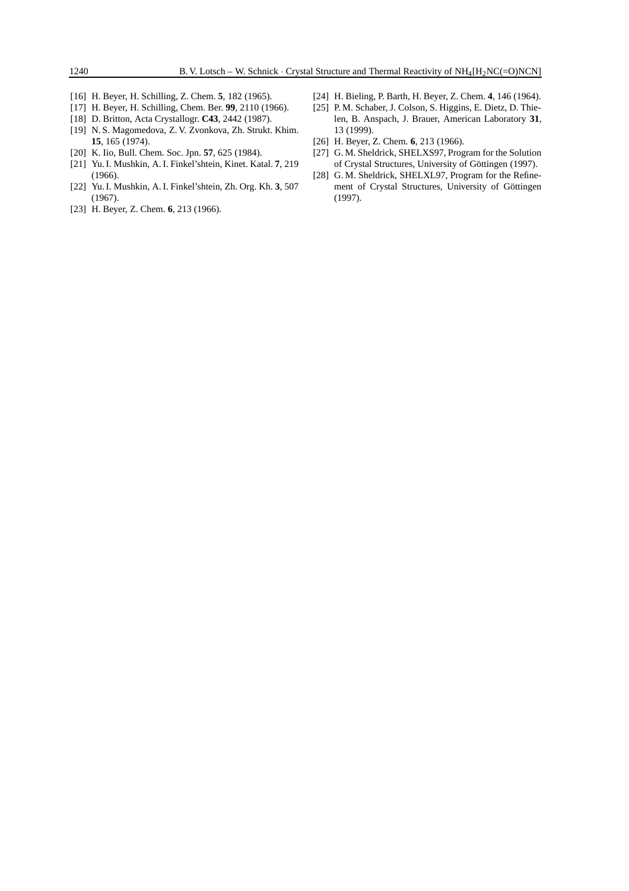[16] H. Beyer, H. Schilling, Z. Chem. **5**, 182 (1965).

[17] H. Beyer, H. Schilling, Chem. Ber. **99**, 2110 (1966).

[18] D. Britton, Acta Crystallogr. **C43**, 2442 (1987).

[19] N. S. Magomedova, Z. V. Zvonkova, Zh. Strukt. Khim. **15**, 165 (1974).

[20] K. Iio, Bull. Chem. Soc. Jpn. **57**, 625 (1984).

[21] Yu. I. Mushkin, A. I. Finkel'shtein, Kinet. Katal. **7**, 219 (1966).

[22] Yu. I. Mushkin, A. I. Finkel'shtein, Zh. Org. Kh. **3**, 507 (1967).

[23] H. Beyer, Z. Chem. **6**, 213 (1966).

[24] H. Bieling, P. Barth, H. Beyer, Z. Chem. **4**, 146 (1964).

[25] P. M. Schaber, J. Colson, S. Higgins, E. Dietz, D. Thielen, B. Anspach, J. Brauer, American Laboratory **31**, 13 (1999).

[26] H. Beyer, Z. Chem. **6**, 213 (1966).

[27] G. M. Sheldrick, SHELXS97, Program for the Solution of Crystal Structures, University of Göttingen (1997).

[28] G. M. Sheldrick, SHELXL97, Program for the Refinement of Crystal Structures, University of Göttingen (1997).